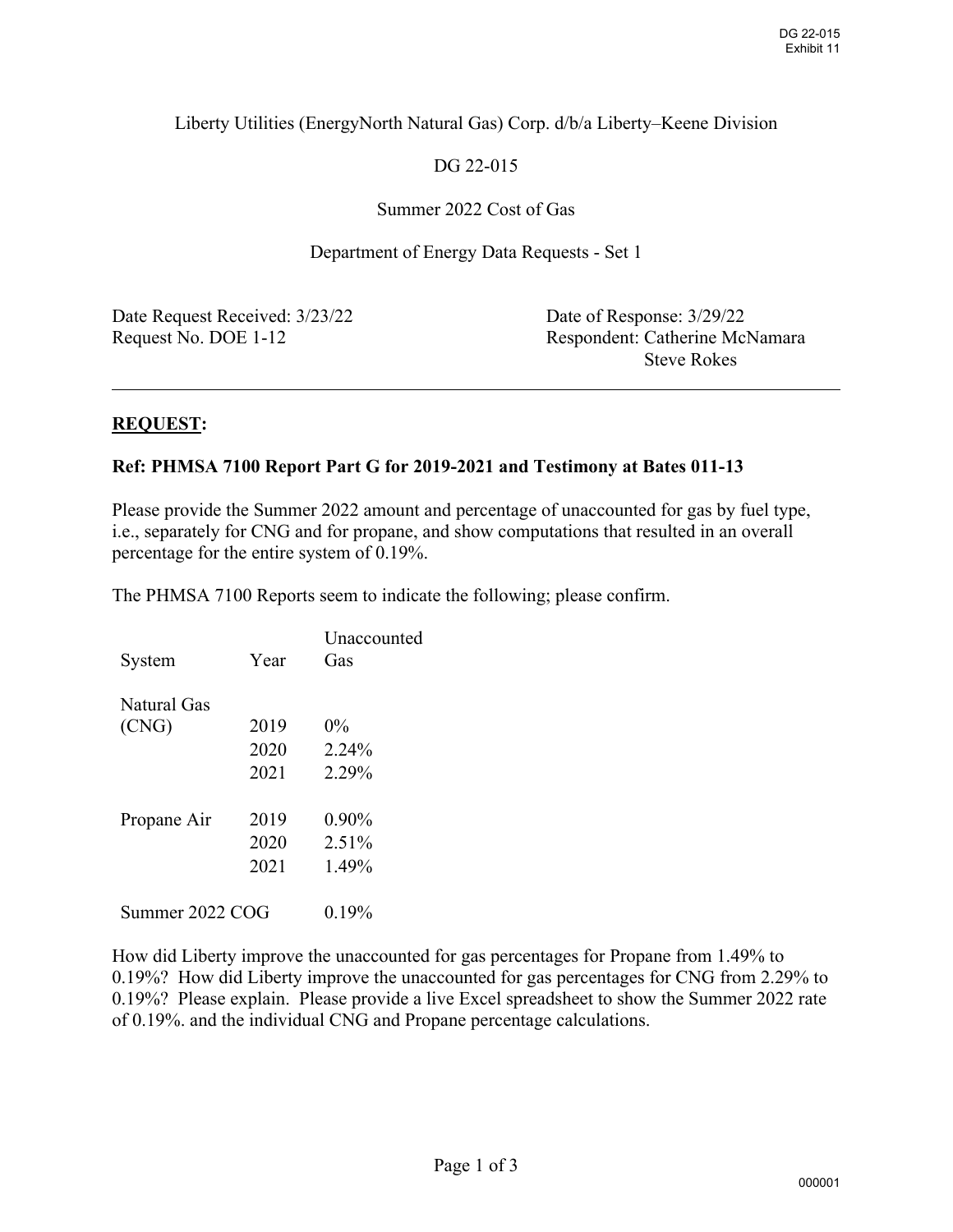Liberty Utilities (EnergyNorth Natural Gas) Corp. d/b/a Liberty–Keene Division

DG 22-015

Summer 2022 Cost of Gas

Department of Energy Data Requests - Set 1

Date Request Received: 3/23/22
Request No. DOE 1-12

Date of Response: 3/29/22
Respondent: Catherine McNamara
Steve Rokes

---

**REQUEST:**

**Ref: PHMSA 7100 Report Part G for 2019-2021 and Testimony at Bates 011-13**

Please provide the Summer 2022 amount and percentage of unaccounted for gas by fuel type, i.e., separately for CNG and for propane, and show computations that resulted in an overall percentage for the entire system of 0.19%.

The PHMSA 7100 Reports seem to indicate the following; please confirm.

| System | Year | Unaccounted Gas |
|---|---|---|
| Natural Gas (CNG) | 2019 | 0% |
| | 2020 | 2.24% |
| | 2021 | 2.29% |
| Propane Air | 2019 | 0.90% |
| | 2020 | 2.51% |
| | 2021 | 1.49% |
| Summer 2022 COG | | 0.19% |

How did Liberty improve the unaccounted for gas percentages for Propane from 1.49% to 0.19%? How did Liberty improve the unaccounted for gas percentages for CNG from 2.29% to 0.19%? Please explain. Please provide a live Excel spreadsheet to show the Summer 2022 rate of 0.19%. and the individual CNG and Propane percentage calculations.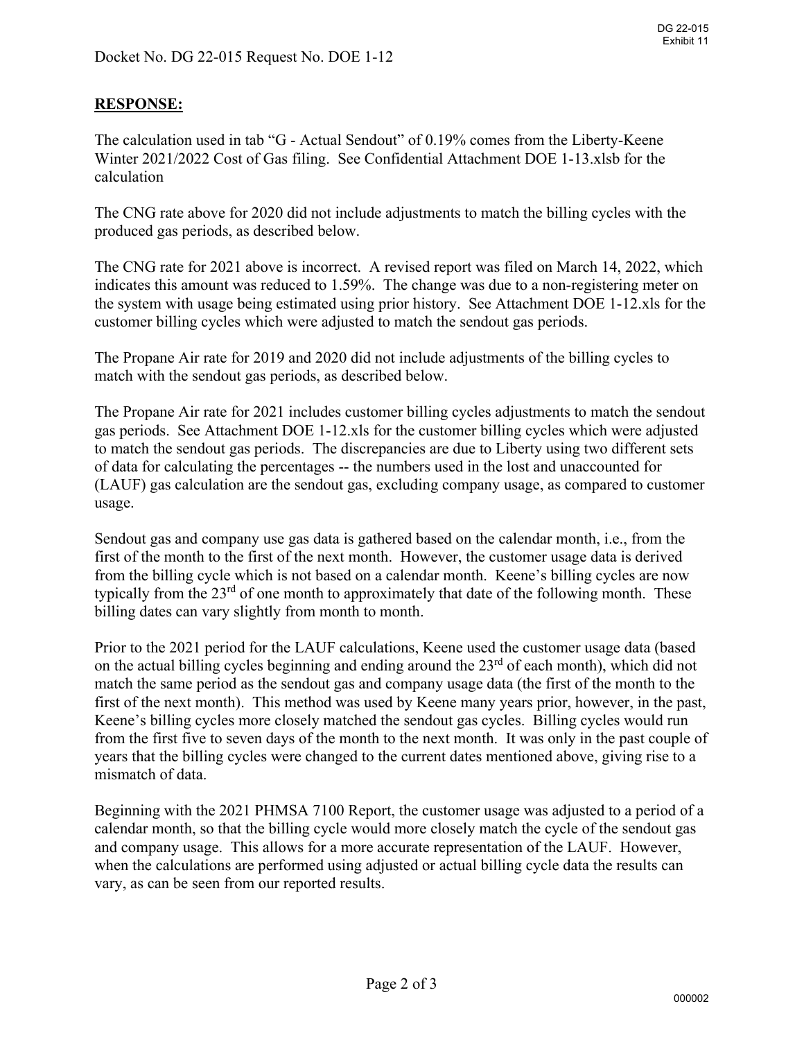Docket No. DG 22-015 Request No. DOE 1-12

**RESPONSE:**

The calculation used in tab "G - Actual Sendout" of 0.19% comes from the Liberty-Keene Winter 2021/2022 Cost of Gas filing. See Confidential Attachment DOE 1-13.xlsb for the calculation

The CNG rate above for 2020 did not include adjustments to match the billing cycles with the produced gas periods, as described below.

The CNG rate for 2021 above is incorrect. A revised report was filed on March 14, 2022, which indicates this amount was reduced to 1.59%. The change was due to a non-registering meter on the system with usage being estimated using prior history. See Attachment DOE 1-12.xls for the customer billing cycles which were adjusted to match the sendout gas periods.

The Propane Air rate for 2019 and 2020 did not include adjustments of the billing cycles to match with the sendout gas periods, as described below.

The Propane Air rate for 2021 includes customer billing cycles adjustments to match the sendout gas periods. See Attachment DOE 1-12.xls for the customer billing cycles which were adjusted to match the sendout gas periods. The discrepancies are due to Liberty using two different sets of data for calculating the percentages -- the numbers used in the lost and unaccounted for (LAUF) gas calculation are the sendout gas, excluding company usage, as compared to customer usage.

Sendout gas and company use gas data is gathered based on the calendar month, i.e., from the first of the month to the first of the next month. However, the customer usage data is derived from the billing cycle which is not based on a calendar month. Keene's billing cycles are now typically from the 23rd of one month to approximately that date of the following month. These billing dates can vary slightly from month to month.

Prior to the 2021 period for the LAUF calculations, Keene used the customer usage data (based on the actual billing cycles beginning and ending around the 23rd of each month), which did not match the same period as the sendout gas and company usage data (the first of the month to the first of the next month). This method was used by Keene many years prior, however, in the past, Keene's billing cycles more closely matched the sendout gas cycles. Billing cycles would run from the first five to seven days of the month to the next month. It was only in the past couple of years that the billing cycles were changed to the current dates mentioned above, giving rise to a mismatch of data.

Beginning with the 2021 PHMSA 7100 Report, the customer usage was adjusted to a period of a calendar month, so that the billing cycle would more closely match the cycle of the sendout gas and company usage. This allows for a more accurate representation of the LAUF. However, when the calculations are performed using adjusted or actual billing cycle data the results can vary, as can be seen from our reported results.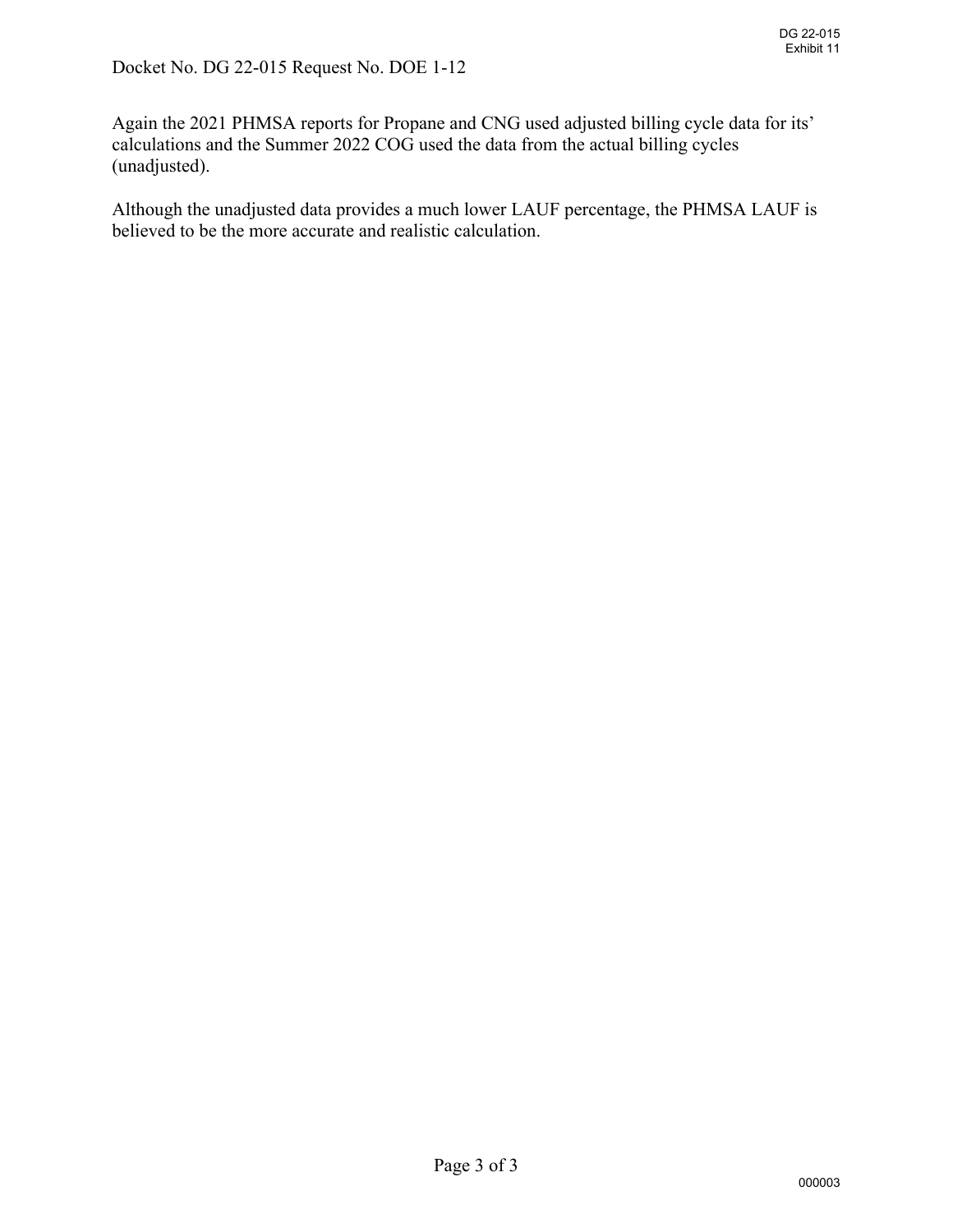Docket No. DG 22-015 Request No. DOE 1-12

Again the 2021 PHMSA reports for Propane and CNG used adjusted billing cycle data for its' calculations and the Summer 2022 COG used the data from the actual billing cycles (unadjusted).

Although the unadjusted data provides a much lower LAUF percentage, the PHMSA LAUF is believed to be the more accurate and realistic calculation.